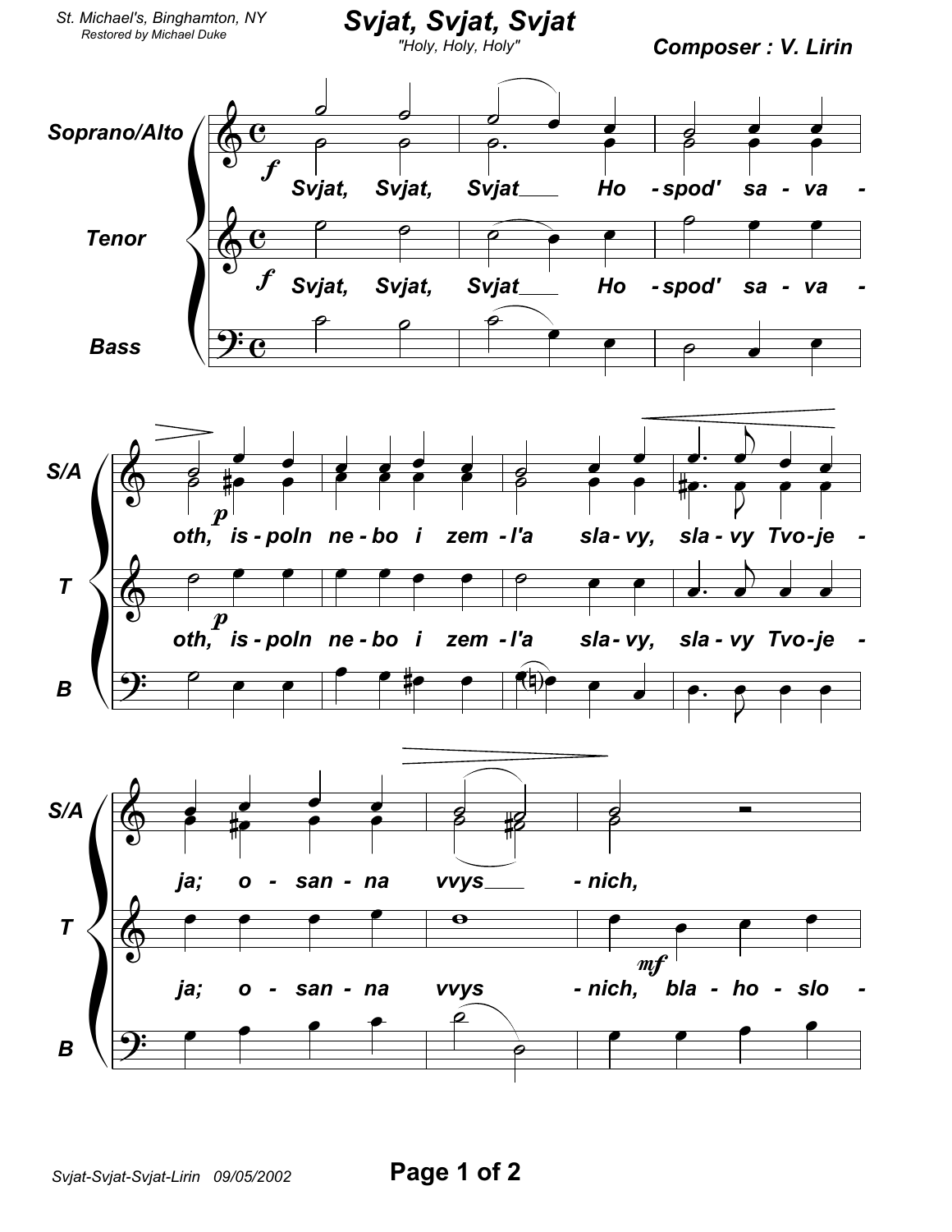St. Michael's, Binghamton, NY
Restored by Michael Duke

# Svjat, Svjat, Svjat

"Holy, Holy, Holy"

**Composer : V. Lirin**

Soprano/Alto

Tenor

Bass

*f* Svjat, Svjat, Svjat ___ Ho - spod' sa - va -

oth, *p* is - poln ne - bo i zem - l'a sla - vy, sla - vy Tvo - je -

ja; o - san - na vvys ___ - nich, *mf* bla - ho - slo -

Svjat-Svjat-Svjat-Lirin 09/05/2002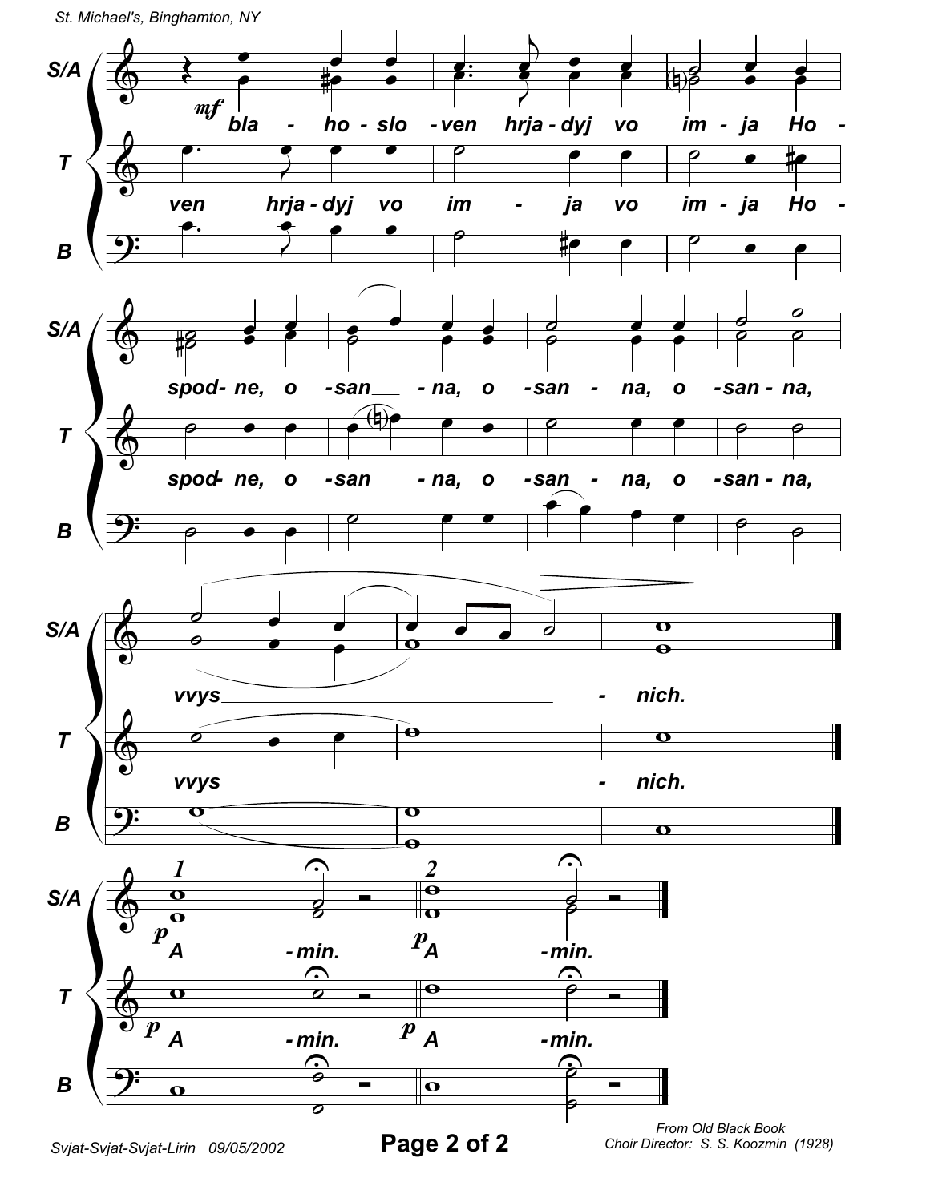S/A: bla - ho - slo - ven hrja - dyj vo im - ja Ho -

T: ven hrja - dyj vo im - ja vo im - ja Ho -

S/A: spod- ne, o - san - na, o - san - na, o - san - na,

T: spod- ne, o - san - na, o - san - na, o - san - na,

S/A: vvys - nich.

T: vvys - nich.

1 S/A: A - min.

2 S/A: A - min.

1 T: A - min.

2 T: A - min.